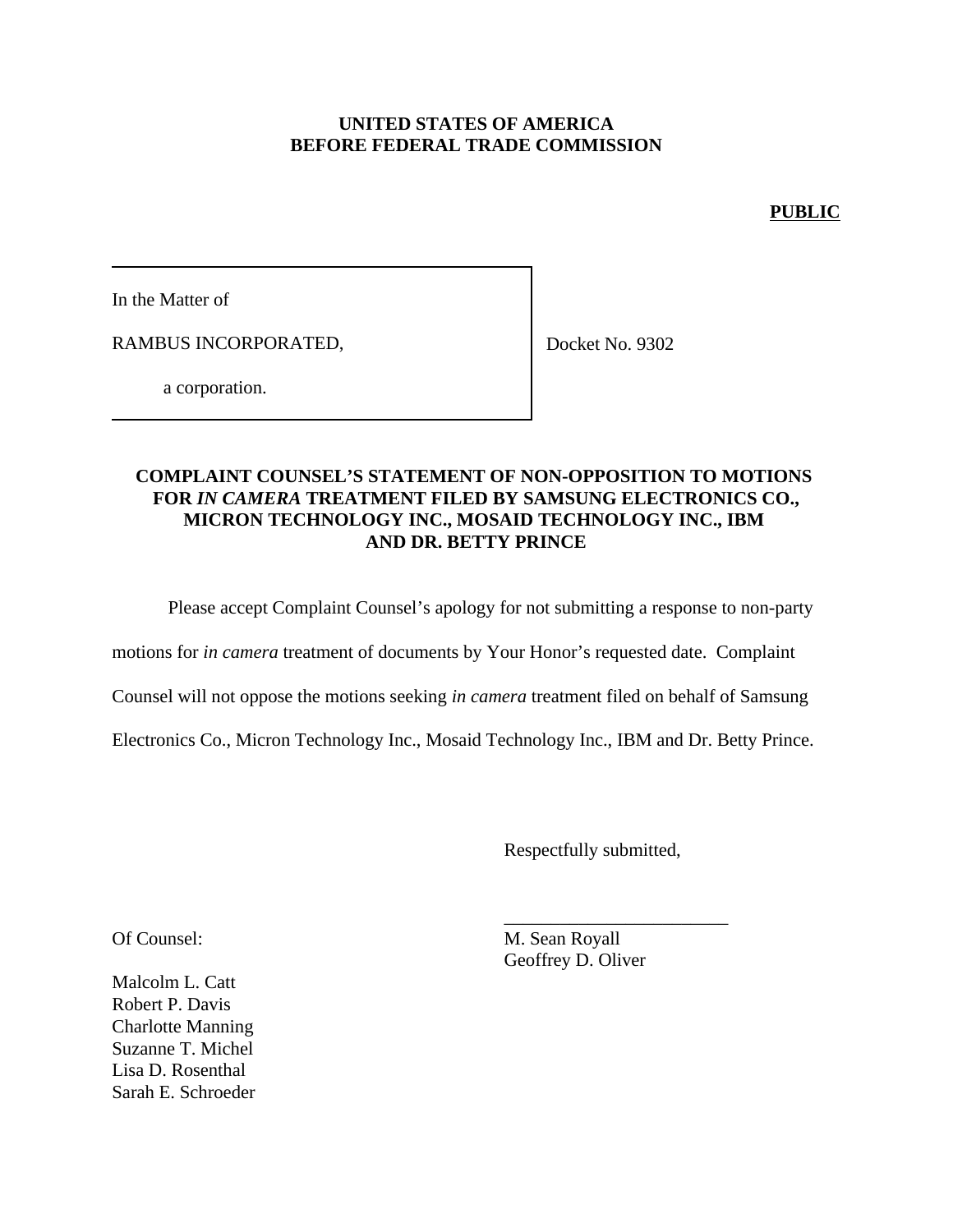**UNITED STATES OF AMERICA**
**BEFORE FEDERAL TRADE COMMISSION**

**PUBLIC**

In the Matter of

RAMBUS INCORPORATED,

a corporation.

Docket No. 9302

## COMPLAINT COUNSEL'S STATEMENT OF NON-OPPOSITION TO MOTIONS FOR *IN CAMERA* TREATMENT FILED BY SAMSUNG ELECTRONICS CO., MICRON TECHNOLOGY INC., MOSAID TECHNOLOGY INC., IBM AND DR. BETTY PRINCE

Please accept Complaint Counsel's apology for not submitting a response to non-party motions for *in camera* treatment of documents by Your Honor's requested date. Complaint Counsel will not oppose the motions seeking *in camera* treatment filed on behalf of Samsung Electronics Co., Micron Technology Inc., Mosaid Technology Inc., IBM and Dr. Betty Prince.

Respectfully submitted,

\_\_\_\_\_\_\_\_\_\_\_\_\_\_\_\_\_\_\_\_\_\_\_\_
M. Sean Royall
Geoffrey D. Oliver

Of Counsel:

Malcolm L. Catt
Robert P. Davis
Charlotte Manning
Suzanne T. Michel
Lisa D. Rosenthal
Sarah E. Schroeder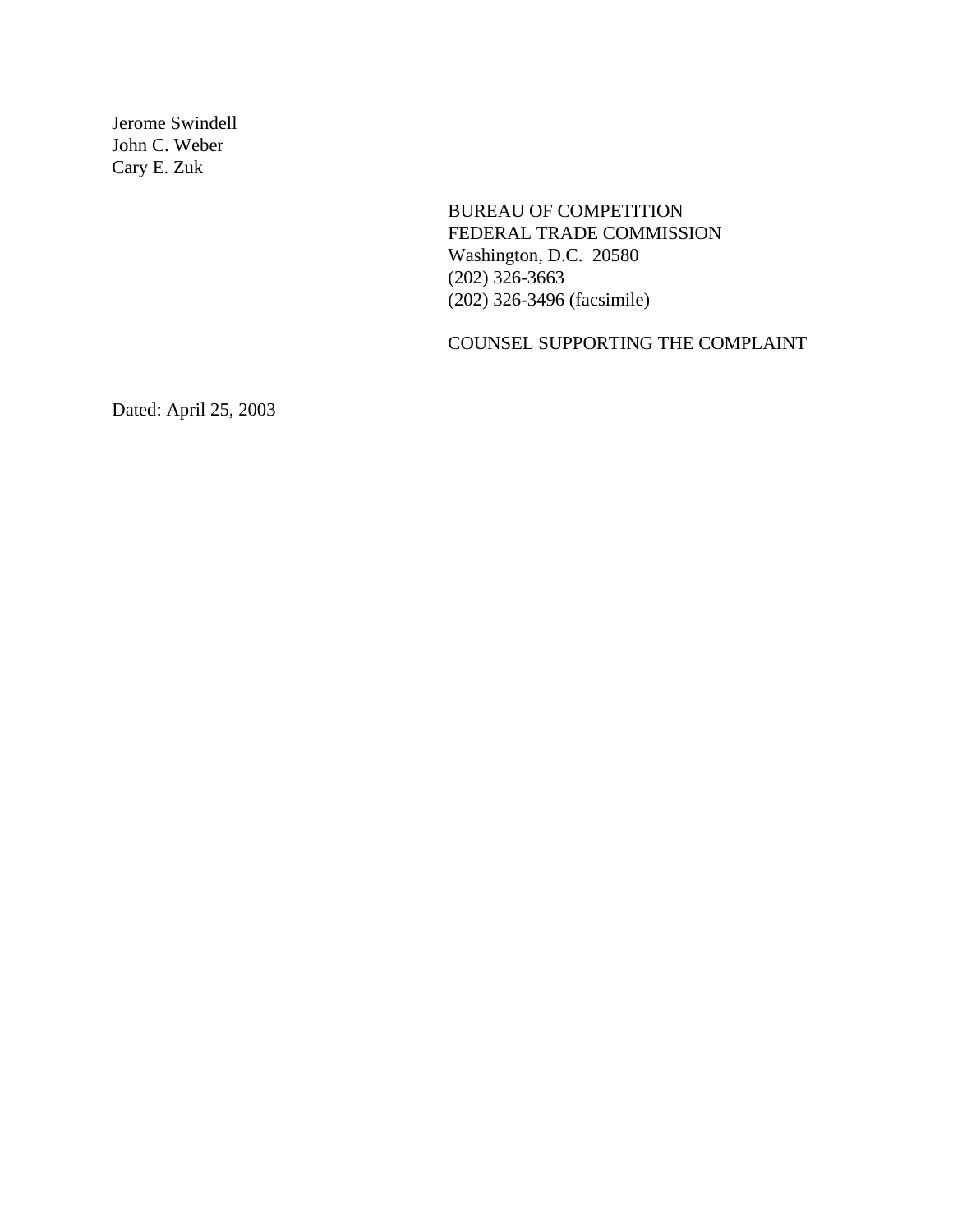Jerome Swindell
John C. Weber
Cary E. Zuk

BUREAU OF COMPETITION
FEDERAL TRADE COMMISSION
Washington, D.C. 20580
(202) 326-3663
(202) 326-3496 (facsimile)

COUNSEL SUPPORTING THE COMPLAINT

Dated: April 25, 2003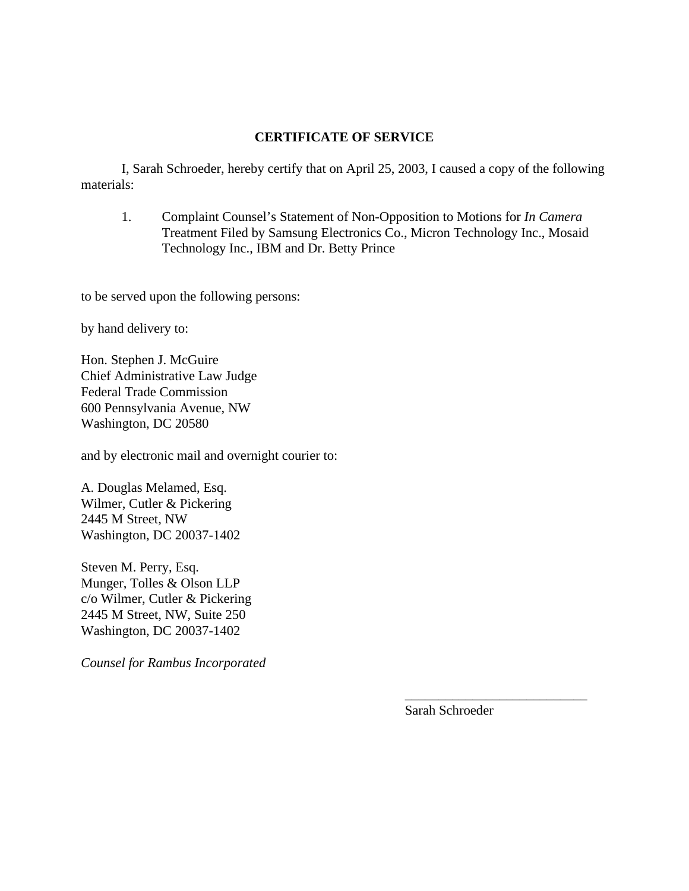**CERTIFICATE OF SERVICE**

I, Sarah Schroeder, hereby certify that on April 25, 2003, I caused a copy of the following materials:

1. Complaint Counsel's Statement of Non-Opposition to Motions for *In Camera* Treatment Filed by Samsung Electronics Co., Micron Technology Inc., Mosaid Technology Inc., IBM and Dr. Betty Prince

to be served upon the following persons:

by hand delivery to:

Hon. Stephen J. McGuire
Chief Administrative Law Judge
Federal Trade Commission
600 Pennsylvania Avenue, NW
Washington, DC 20580

and by electronic mail and overnight courier to:

A. Douglas Melamed, Esq.
Wilmer, Cutler & Pickering
2445 M Street, NW
Washington, DC 20037-1402

Steven M. Perry, Esq.
Munger, Tolles & Olson LLP
c/o Wilmer, Cutler & Pickering
2445 M Street, NW, Suite 250
Washington, DC 20037-1402

*Counsel for Rambus Incorporated*

\_\_\_\_\_\_\_\_\_\_\_\_\_\_\_\_\_\_\_\_\_\_\_\_\_\_\_\_
Sarah Schroeder